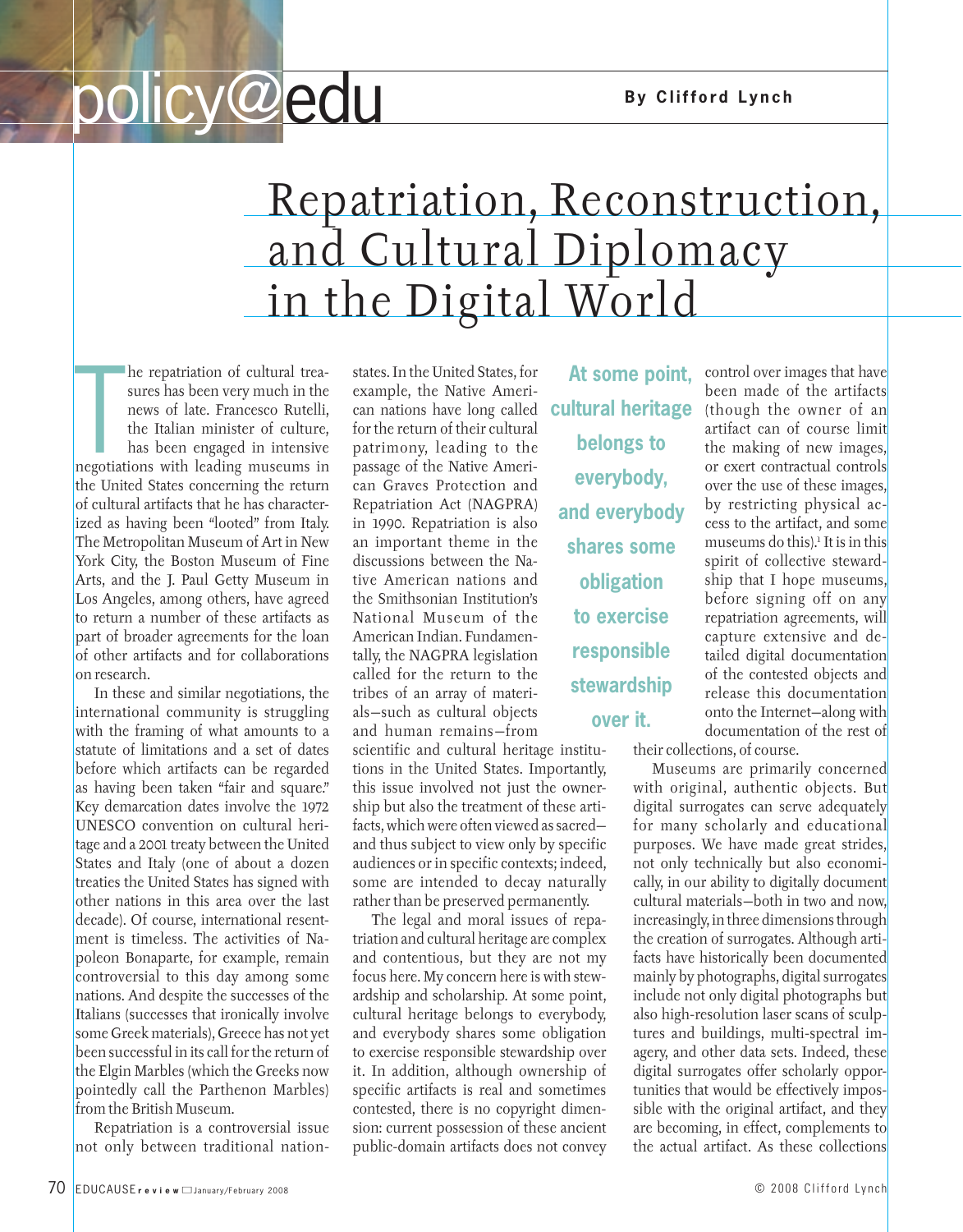policy@edu

By Clifford Lynch

# Repatriation, Reconstruction, and Cultural Diplomacy in the Digital World

The repatriation of cultural treasures has been very much in the news of late. Francesco Rutelli, the Italian minister of culture, has been engaged in intensive negotiations with leading museums in the United States concerning the return of cultural artifacts that he has characterized as having been "looted" from Italy. The Metropolitan Museum of Art in New York City, the Boston Museum of Fine Arts, and the J. Paul Getty Museum in Los Angeles, among others, have agreed to return a number of these artifacts as part of broader agreements for the loan of other artifacts and for collaborations on research.

In these and similar negotiations, the international community is struggling with the framing of what amounts to a statute of limitations and a set of dates before which artifacts can be regarded as having been taken "fair and square." Key demarcation dates involve the 1972 UNESCO convention on cultural heritage and a 2001 treaty between the United States and Italy (one of about a dozen treaties the United States has signed with other nations in this area over the last decade). Of course, international resentment is timeless. The activities of Napoleon Bonaparte, for example, remain controversial to this day among some nations. And despite the successes of the Italians (successes that ironically involve some Greek materials), Greece has not yet been successful in its call for the return of the Elgin Marbles (which the Greeks now pointedly call the Parthenon Marbles) from the British Museum.

Repatriation is a controversial issue not only between traditional nation-states. In the United States, for example, the Native American nations have long called for the return of their cultural patrimony, leading to the passage of the Native American Graves Protection and Repatriation Act (NAGPRA) in 1990. Repatriation is also an important theme in the discussions between the Native American nations and the Smithsonian Institution's National Museum of the American Indian. Fundamentally, the NAGPRA legislation called for the return to the tribes of an array of materials—such as cultural objects and human remains—from scientific and cultural heritage institutions in the United States. Importantly, this issue involved not just the ownership but also the treatment of these artifacts, which were often viewed as sacred—and thus subject to view only by specific audiences or in specific contexts; indeed, some are intended to decay naturally rather than be preserved permanently.

The legal and moral issues of repatriation and cultural heritage are complex and contentious, but they are not my focus here. My concern here is with stewardship and scholarship. At some point, cultural heritage belongs to everybody, and everybody shares some obligation to exercise responsible stewardship over it. In addition, although ownership of specific artifacts is real and sometimes contested, there is no copyright dimension: current possession of these ancient public-domain artifacts does not convey control over images that have been made of the artifacts (though the owner of an artifact can of course limit the making of new images, or exert contractual controls over the use of these images, by restricting physical access to the artifact, and some museums do this).[1] It is in this spirit of collective stewardship that I hope museums, before signing off on any repatriation agreements, will capture extensive and detailed digital documentation of the contested objects and release this documentation onto the Internet—along with documentation of the rest of their collections, of course.

**At some point, cultural heritage belongs to everybody, and everybody shares some obligation to exercise responsible stewardship over it.**

Museums are primarily concerned with original, authentic objects. But digital surrogates can serve adequately for many scholarly and educational purposes. We have made great strides, not only technically but also economically, in our ability to digitally document cultural materials—both in two and now, increasingly, in three dimensions through the creation of surrogates. Although artifacts have historically been documented mainly by photographs, digital surrogates include not only digital photographs but also high-resolution laser scans of sculptures and buildings, multi-spectral imagery, and other data sets. Indeed, these digital surrogates offer scholarly opportunities that would be effectively impossible with the original artifact, and they are becoming, in effect, complements to the actual artifact. As these collections

© 2008 Clifford Lynch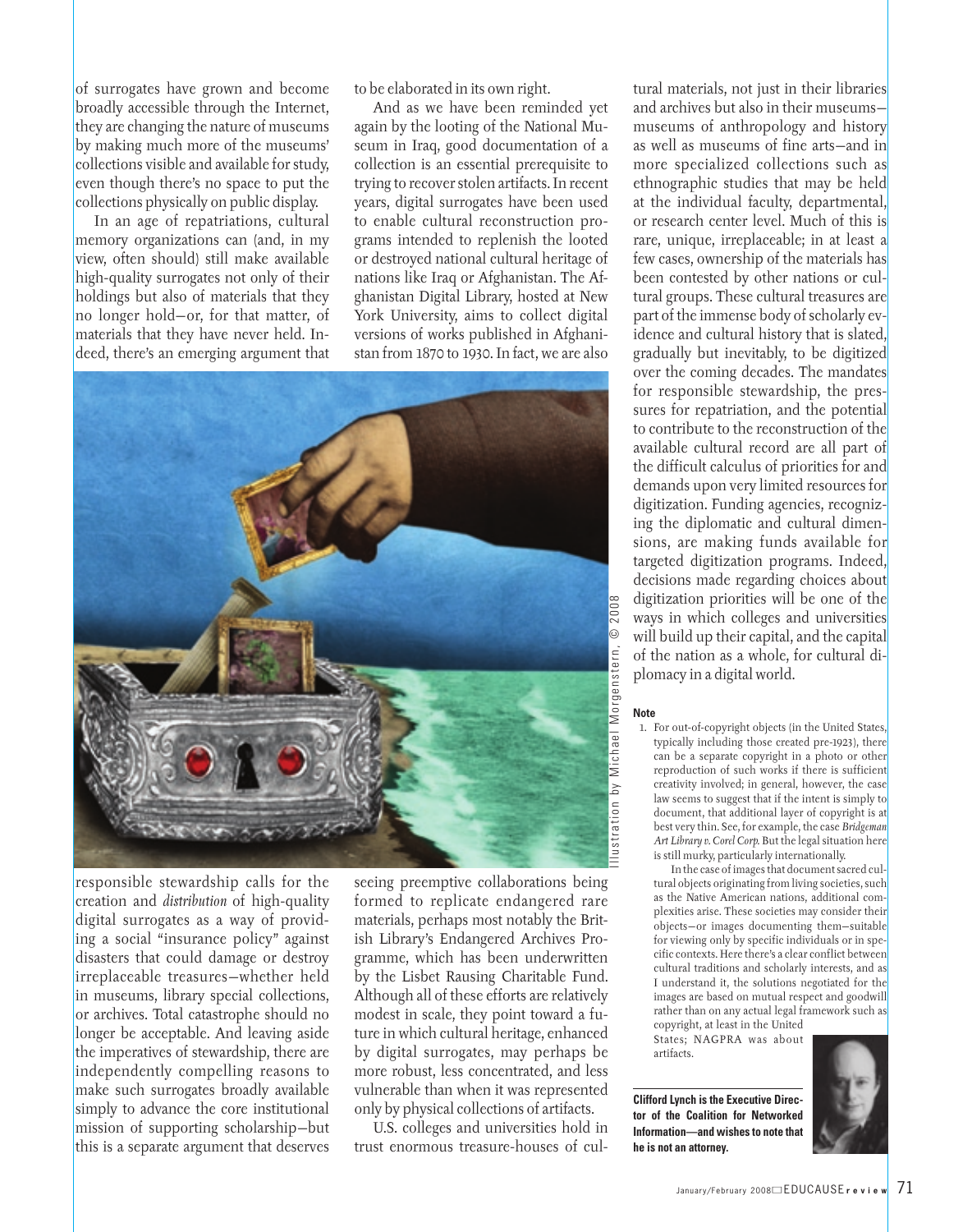of surrogates have grown and become broadly accessible through the Internet, they are changing the nature of museums by making much more of the museums' collections visible and available for study, even though there's no space to put the collections physically on public display.

In an age of repatriations, cultural memory organizations can (and, in my view, often should) still make available high-quality surrogates not only of their holdings but also of materials that they no longer hold—or, for that matter, of materials that they have never held. Indeed, there's an emerging argument that responsible stewardship calls for the creation and *distribution* of high-quality digital surrogates as a way of providing a social "insurance policy" against disasters that could damage or destroy irreplaceable treasures—whether held in museums, library special collections, or archives. Total catastrophe should no longer be acceptable. And leaving aside the imperatives of stewardship, there are independently compelling reasons to make such surrogates broadly available simply to advance the core institutional mission of supporting scholarship—but this is a separate argument that deserves to be elaborated in its own right.

And as we have been reminded yet again by the looting of the National Museum in Iraq, good documentation of a collection is an essential prerequisite to trying to recover stolen artifacts. In recent years, digital surrogates have been used to enable cultural reconstruction programs intended to replenish the looted or destroyed national cultural heritage of nations like Iraq or Afghanistan. The Afghanistan Digital Library, hosted at New York University, aims to collect digital versions of works published in Afghanistan from 1870 to 1930. In fact, we are also seeing preemptive collaborations being formed to replicate endangered rare materials, perhaps most notably the British Library's Endangered Archives Programme, which has been underwritten by the Lisbet Rausing Charitable Fund. Although all of these efforts are relatively modest in scale, they point toward a future in which cultural heritage, enhanced by digital surrogates, may perhaps be more robust, less concentrated, and less vulnerable than when it was represented only by physical collections of artifacts.

Illustration by Michael Morgenstern, © 2008

U.S. colleges and universities hold in trust enormous treasure-houses of cultural materials, not just in their libraries and archives but also in their museums—museums of anthropology and history as well as museums of fine arts—and in more specialized collections such as ethnographic studies that may be held at the individual faculty, departmental, or research center level. Much of this is rare, unique, irreplaceable; in at least a few cases, ownership of the materials has been contested by other nations or cultural groups. These cultural treasures are part of the immense body of scholarly evidence and cultural history that is slated, gradually but inevitably, to be digitized over the coming decades. The mandates for responsible stewardship, the pressures for repatriation, and the potential to contribute to the reconstruction of the available cultural record are all part of the difficult calculus of priorities for and demands upon very limited resources for digitization. Funding agencies, recognizing the diplomatic and cultural dimensions, are making funds available for targeted digitization programs. Indeed, decisions made regarding choices about digitization priorities will be one of the ways in which colleges and universities will build up their capital, and the capital of the nation as a whole, for cultural diplomacy in a digital world.

**Note**

1. For out-of-copyright objects (in the United States, typically including those created pre-1923), there can be a separate copyright in a photo or other reproduction of such works if there is sufficient creativity involved; in general, however, the case law seems to suggest that if the intent is simply to document, that additional layer of copyright is at best very thin. See, for example, the case *Bridgeman Art Library v. Corel Corp.* But the legal situation here is still murky, particularly internationally.

   In the case of images that document sacred cultural objects originating from living societies, such as the Native American nations, additional complexities arise. These societies may consider their objects—or images documenting them—suitable for viewing only by specific individuals or in specific contexts. Here there's a clear conflict between cultural traditions and scholarly interests, and as I understand it, the solutions negotiated for the images are based on mutual respect and goodwill rather than on any actual legal framework such as copyright, at least in the United States; NAGPRA was about artifacts.

**Clifford Lynch is the Executive Director of the Coalition for Networked Information—and wishes to note that he is not an attorney.**